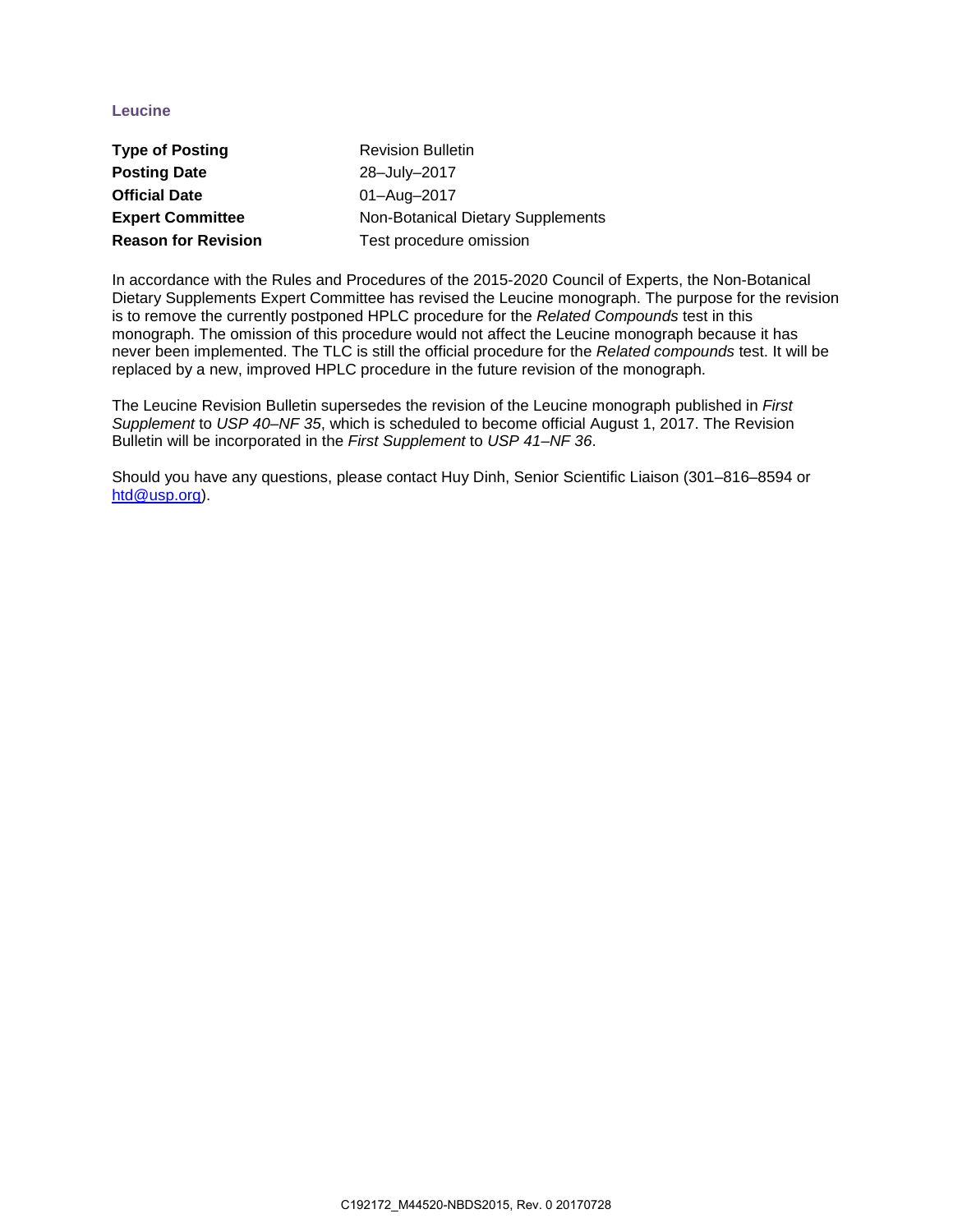# Leucine

| | |
|---|---|
| **Type of Posting** | Revision Bulletin |
| **Posting Date** | 28–July–2017 |
| **Official Date** | 01–Aug–2017 |
| **Expert Committee** | Non-Botanical Dietary Supplements |
| **Reason for Revision** | Test procedure omission |

In accordance with the Rules and Procedures of the 2015-2020 Council of Experts, the Non-Botanical Dietary Supplements Expert Committee has revised the Leucine monograph. The purpose for the revision is to remove the currently postponed HPLC procedure for the *Related Compounds* test in this monograph. The omission of this procedure would not affect the Leucine monograph because it has never been implemented. The TLC is still the official procedure for the *Related compounds* test. It will be replaced by a new, improved HPLC procedure in the future revision of the monograph.

The Leucine Revision Bulletin supersedes the revision of the Leucine monograph published in *First Supplement* to *USP 40–NF 35*, which is scheduled to become official August 1, 2017. The Revision Bulletin will be incorporated in the *First Supplement* to *USP 41–NF 36*.

Should you have any questions, please contact Huy Dinh, Senior Scientific Liaison (301–816–8594 or htd@usp.org).

C192172_M44520-NBDS2015, Rev. 0 20170728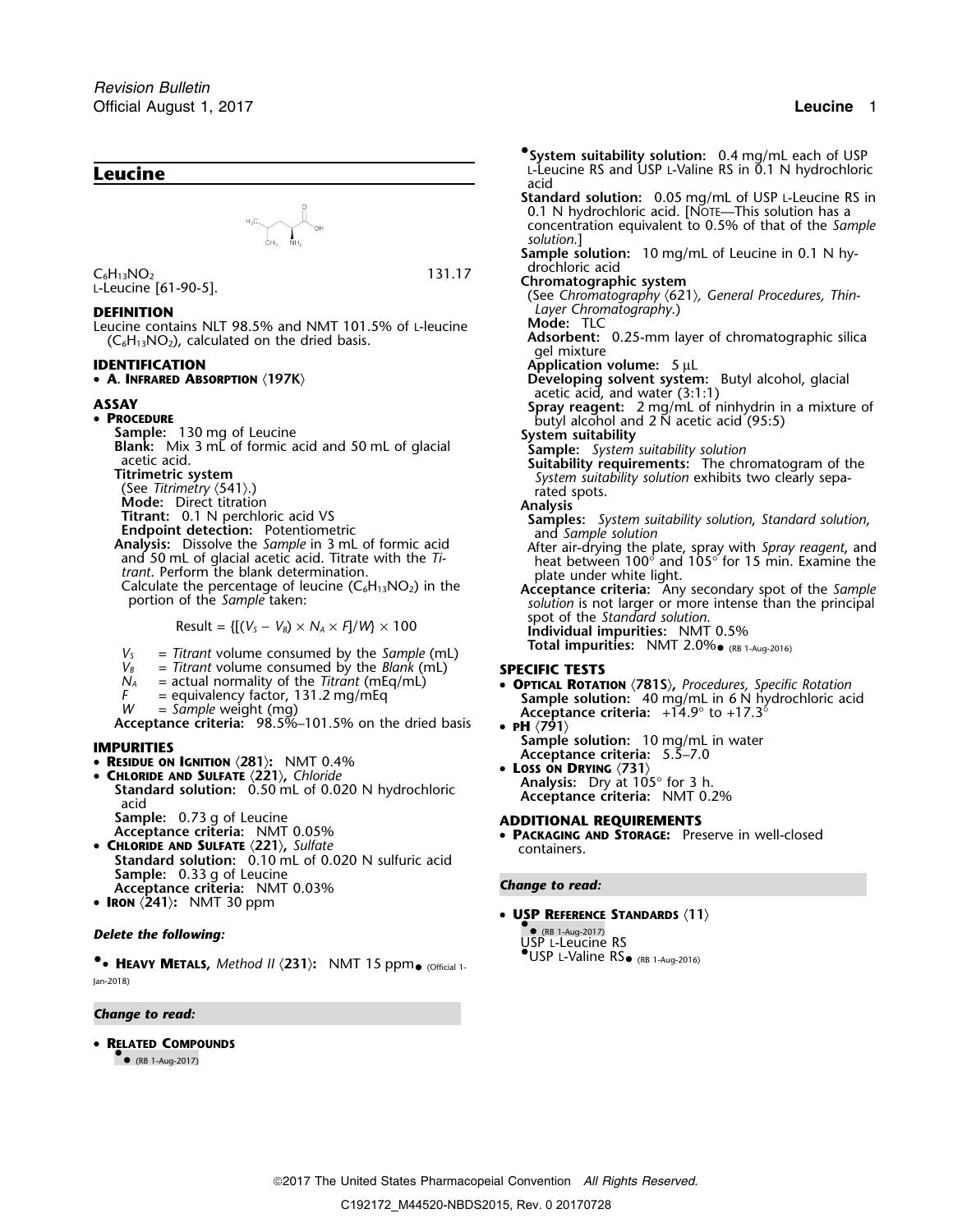## Leucine

$C_6H_{13}NO_2$ 131.17

L-Leucine [61-90-5].

**DEFINITION**

Leucine contains NLT 98.5% and NMT 101.5% of L-leucine ($C_6H_{13}NO_2$), calculated on the dried basis.

**IDENTIFICATION**

- **A. INFRARED ABSORPTION ⟨197K⟩**

**ASSAY**

- **PROCEDURE**

  **Sample:** 130 mg of Leucine

  **Blank:** Mix 3 mL of formic acid and 50 mL of glacial acetic acid.

  **Titrimetric system**

  (See *Titrimetry* ⟨541⟩.)

  **Mode:** Direct titration

  **Titrant:** 0.1 N perchloric acid VS

  **Endpoint detection:** Potentiometric

  **Analysis:** Dissolve the *Sample* in 3 mL of formic acid and 50 mL of glacial acetic acid. Titrate with the *Titrant*. Perform the blank determination.

  Calculate the percentage of leucine ($C_6H_{13}NO_2$) in the portion of the *Sample* taken:

  $$\text{Result} = \{[(V_S - V_B) \times N_A \times F]/W\} \times 100$$

  $V_S$ = *Titrant* volume consumed by the *Sample* (mL)
  $V_B$ = *Titrant* volume consumed by the *Blank* (mL)
  $N_A$ = actual normality of the *Titrant* (mEq/mL)
  $F$ = equivalency factor, 131.2 mg/mEq
  $W$ = *Sample* weight (mg)

  **Acceptance criteria:** 98.5%–101.5% on the dried basis

**IMPURITIES**

- **RESIDUE ON IGNITION ⟨281⟩:** NMT 0.4%
- **CHLORIDE AND SULFATE ⟨221⟩,** *Chloride*

  **Standard solution:** 0.50 mL of 0.020 N hydrochloric acid

  **Sample:** 0.73 g of Leucine

  **Acceptance criteria:** NMT 0.05%
- **CHLORIDE AND SULFATE ⟨221⟩,** *Sulfate*

  **Standard solution:** 0.10 mL of 0.020 N sulfuric acid

  **Sample:** 0.33 g of Leucine

  **Acceptance criteria:** NMT 0.03%
- **IRON ⟨241⟩:** NMT 30 ppm

***Delete the following:***

- ▪ **HEAVY METALS,** *Method II* ⟨231⟩: NMT 15 ppm▪ (Official 1-Jan-2018)

***Change to read:***

- **RELATED COMPOUNDS**

  ▪ ▪ (RB 1-Aug-2017)

  ▪**System suitability solution:** 0.4 mg/mL each of USP L-Leucine RS and USP L-Valine RS in 0.1 N hydrochloric acid

  **Standard solution:** 0.05 mg/mL of USP L-Leucine RS in 0.1 N hydrochloric acid. [NOTE—This solution has a concentration equivalent to 0.5% of that of the *Sample solution*.]

  **Sample solution:** 10 mg/mL of Leucine in 0.1 N hydrochloric acid

  **Chromatographic system**

  (See *Chromatography* ⟨621⟩, *General Procedures, Thin-Layer Chromatography*.)

  **Mode:** TLC

  **Adsorbent:** 0.25-mm layer of chromatographic silica gel mixture

  **Application volume:** 5 µL

  **Developing solvent system:** Butyl alcohol, glacial acetic acid, and water (3:1:1)

  **Spray reagent:** 2 mg/mL of ninhydrin in a mixture of butyl alcohol and 2 N acetic acid (95:5)

  **System suitability**

  **Sample:** *System suitability solution*

  **Suitability requirements:** The chromatogram of the *System suitability solution* exhibits two clearly separated spots.

  **Analysis**

  **Samples:** *System suitability solution*, *Standard solution*, and *Sample solution*

  After air-drying the plate, spray with *Spray reagent*, and heat between 100° and 105° for 15 min. Examine the plate under white light.

  **Acceptance criteria:** Any secondary spot of the *Sample solution* is not larger or more intense than the principal spot of the *Standard solution*.

  **Individual impurities:** NMT 0.5%

  **Total impurities:** NMT 2.0%▪ (RB 1-Aug-2016)

**SPECIFIC TESTS**

- **OPTICAL ROTATION ⟨781S⟩,** *Procedures, Specific Rotation*

  **Sample solution:** 40 mg/mL in 6 N hydrochloric acid

  **Acceptance criteria:** +14.9° to +17.3°
- **PH ⟨791⟩**

  **Sample solution:** 10 mg/mL in water

  **Acceptance criteria:** 5.5–7.0
- **LOSS ON DRYING ⟨731⟩**

  **Analysis:** Dry at 105° for 3 h.

  **Acceptance criteria:** NMT 0.2%

**ADDITIONAL REQUIREMENTS**

- **PACKAGING AND STORAGE:** Preserve in well-closed containers.

***Change to read:***

- **USP REFERENCE STANDARDS ⟨11⟩**

  ▪ ▪ (RB 1-Aug-2017)

  USP L-Leucine RS

  ▪USP L-Valine RS▪ (RB 1-Aug-2016)